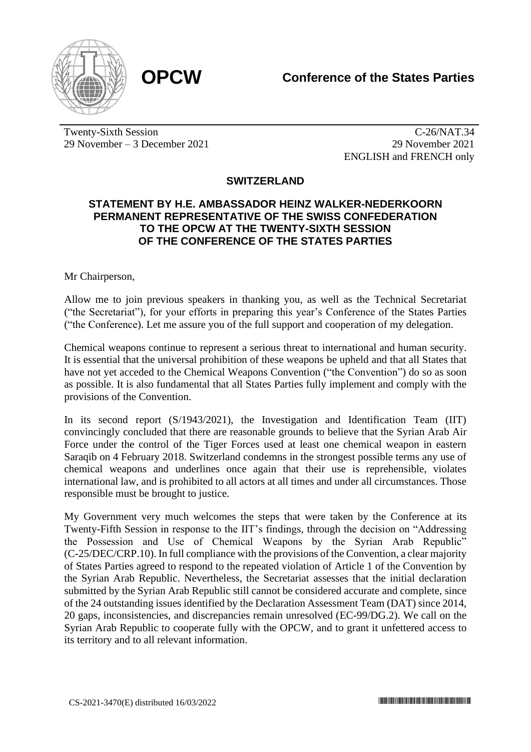**OPCW** | **Conference of the States Parties**

Twenty-Sixth Session
29 November – 3 December 2021

C-26/NAT.34
29 November 2021
ENGLISH and FRENCH only

## SWITZERLAND

### STATEMENT BY H.E. AMBASSADOR HEINZ WALKER-NEDERKOORN PERMANENT REPRESENTATIVE OF THE SWISS CONFEDERATION TO THE OPCW AT THE TWENTY-SIXTH SESSION OF THE CONFERENCE OF THE STATES PARTIES

Mr Chairperson,

Allow me to join previous speakers in thanking you, as well as the Technical Secretariat ("the Secretariat"), for your efforts in preparing this year's Conference of the States Parties ("the Conference). Let me assure you of the full support and cooperation of my delegation.

Chemical weapons continue to represent a serious threat to international and human security. It is essential that the universal prohibition of these weapons be upheld and that all States that have not yet acceded to the Chemical Weapons Convention ("the Convention") do so as soon as possible. It is also fundamental that all States Parties fully implement and comply with the provisions of the Convention.

In its second report (S/1943/2021), the Investigation and Identification Team (IIT) convincingly concluded that there are reasonable grounds to believe that the Syrian Arab Air Force under the control of the Tiger Forces used at least one chemical weapon in eastern Saraqib on 4 February 2018. Switzerland condemns in the strongest possible terms any use of chemical weapons and underlines once again that their use is reprehensible, violates international law, and is prohibited to all actors at all times and under all circumstances. Those responsible must be brought to justice.

My Government very much welcomes the steps that were taken by the Conference at its Twenty-Fifth Session in response to the IIT's findings, through the decision on "Addressing the Possession and Use of Chemical Weapons by the Syrian Arab Republic" (C-25/DEC/CRP.10). In full compliance with the provisions of the Convention, a clear majority of States Parties agreed to respond to the repeated violation of Article 1 of the Convention by the Syrian Arab Republic. Nevertheless, the Secretariat assesses that the initial declaration submitted by the Syrian Arab Republic still cannot be considered accurate and complete, since of the 24 outstanding issues identified by the Declaration Assessment Team (DAT) since 2014, 20 gaps, inconsistencies, and discrepancies remain unresolved (EC-99/DG.2). We call on the Syrian Arab Republic to cooperate fully with the OPCW, and to grant it unfettered access to its territory and to all relevant information.

CS-2021-3470(E) distributed 16/03/2022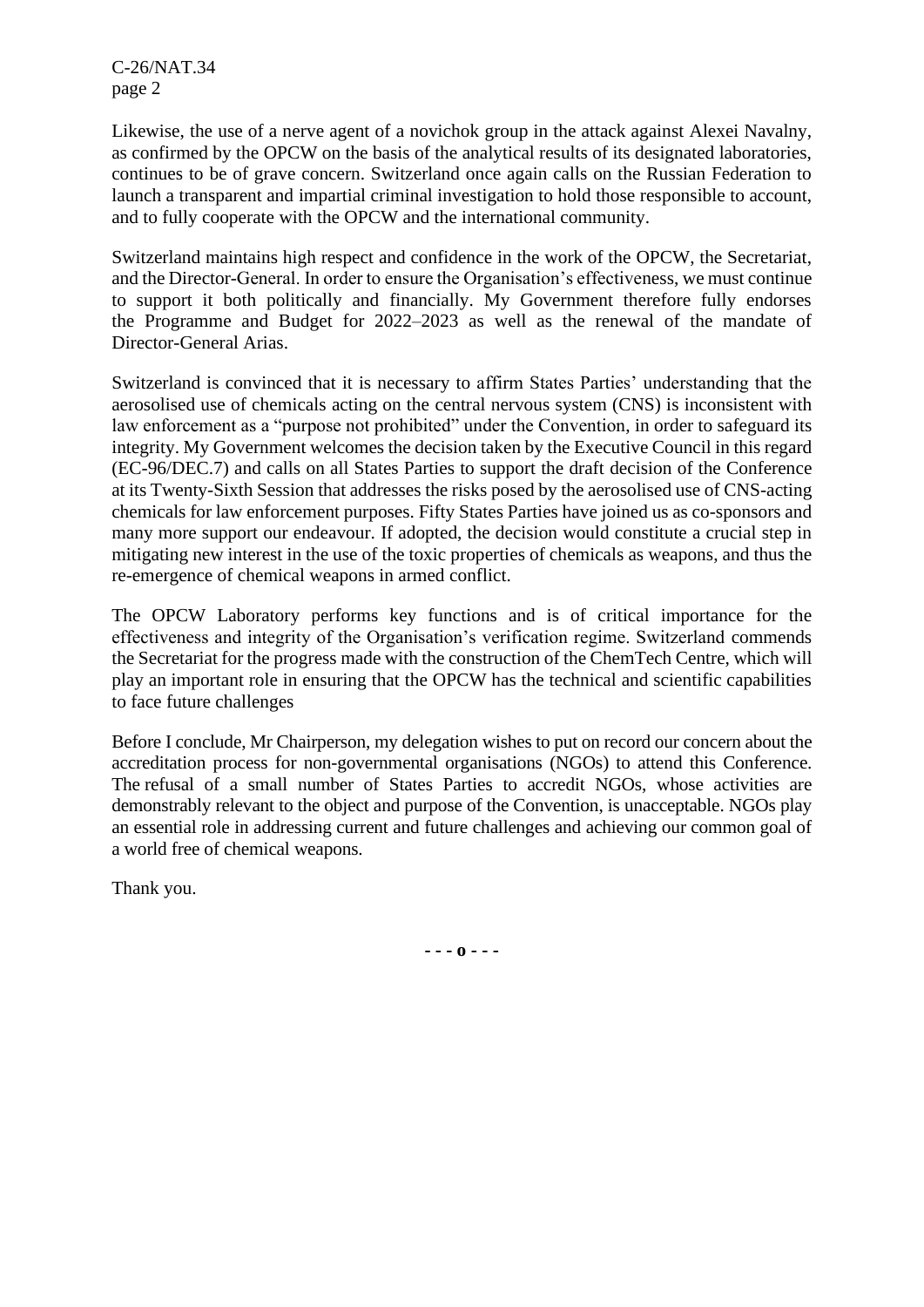Likewise, the use of a nerve agent of a novichok group in the attack against Alexei Navalny, as confirmed by the OPCW on the basis of the analytical results of its designated laboratories, continues to be of grave concern. Switzerland once again calls on the Russian Federation to launch a transparent and impartial criminal investigation to hold those responsible to account, and to fully cooperate with the OPCW and the international community.

Switzerland maintains high respect and confidence in the work of the OPCW, the Secretariat, and the Director-General. In order to ensure the Organisation's effectiveness, we must continue to support it both politically and financially. My Government therefore fully endorses the Programme and Budget for 2022–2023 as well as the renewal of the mandate of Director-General Arias.

Switzerland is convinced that it is necessary to affirm States Parties' understanding that the aerosolised use of chemicals acting on the central nervous system (CNS) is inconsistent with law enforcement as a "purpose not prohibited" under the Convention, in order to safeguard its integrity. My Government welcomes the decision taken by the Executive Council in this regard (EC-96/DEC.7) and calls on all States Parties to support the draft decision of the Conference at its Twenty-Sixth Session that addresses the risks posed by the aerosolised use of CNS-acting chemicals for law enforcement purposes. Fifty States Parties have joined us as co-sponsors and many more support our endeavour. If adopted, the decision would constitute a crucial step in mitigating new interest in the use of the toxic properties of chemicals as weapons, and thus the re-emergence of chemical weapons in armed conflict.

The OPCW Laboratory performs key functions and is of critical importance for the effectiveness and integrity of the Organisation's verification regime. Switzerland commends the Secretariat for the progress made with the construction of the ChemTech Centre, which will play an important role in ensuring that the OPCW has the technical and scientific capabilities to face future challenges

Before I conclude, Mr Chairperson, my delegation wishes to put on record our concern about the accreditation process for non-governmental organisations (NGOs) to attend this Conference. The refusal of a small number of States Parties to accredit NGOs, whose activities are demonstrably relevant to the object and purpose of the Convention, is unacceptable. NGOs play an essential role in addressing current and future challenges and achieving our common goal of a world free of chemical weapons.

Thank you.

**- - - o - - -**